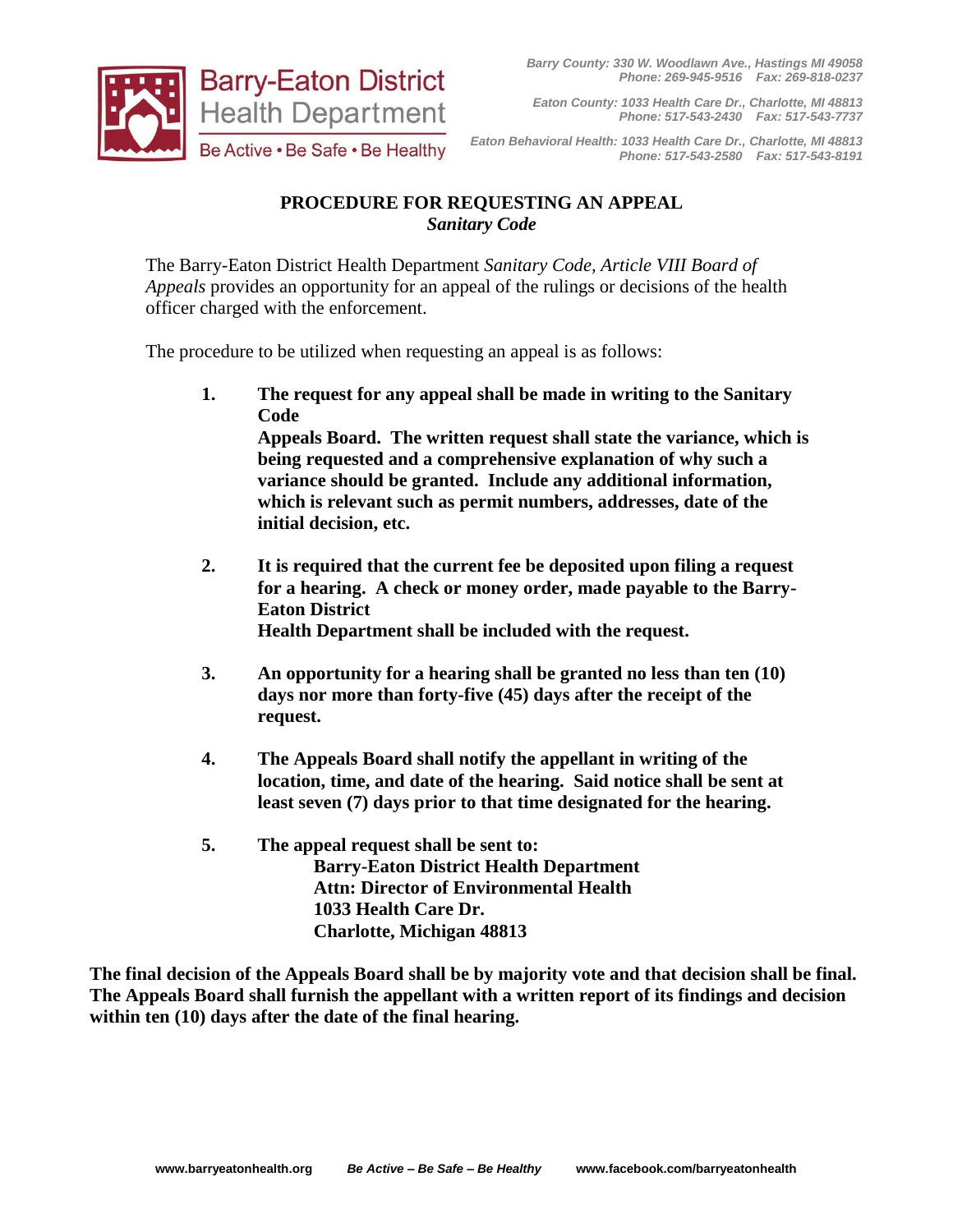Barry-Eaton District Health Department
Be Active • Be Safe • Be Healthy

*Barry County: 330 W. Woodlawn Ave., Hastings MI 49058*
*Phone: 269-945-9516 Fax: 269-818-0237*

*Eaton County: 1033 Health Care Dr., Charlotte, MI 48813*
*Phone: 517-543-2430 Fax: 517-543-7737*

*Eaton Behavioral Health: 1033 Health Care Dr., Charlotte, MI 48813*
*Phone: 517-543-2580 Fax: 517-543-8191*

# PROCEDURE FOR REQUESTING AN APPEAL
## *Sanitary Code*

The Barry-Eaton District Health Department *Sanitary Code, Article VIII Board of Appeals* provides an opportunity for an appeal of the rulings or decisions of the health officer charged with the enforcement.

The procedure to be utilized when requesting an appeal is as follows:

1. **The request for any appeal shall be made in writing to the Sanitary Code Appeals Board. The written request shall state the variance, which is being requested and a comprehensive explanation of why such a variance should be granted. Include any additional information, which is relevant such as permit numbers, addresses, date of the initial decision, etc.**

2. **It is required that the current fee be deposited upon filing a request for a hearing. A check or money order, made payable to the Barry-Eaton District Health Department shall be included with the request.**

3. **An opportunity for a hearing shall be granted no less than ten (10) days nor more than forty-five (45) days after the receipt of the request.**

4. **The Appeals Board shall notify the appellant in writing of the location, time, and date of the hearing. Said notice shall be sent at least seven (7) days prior to that time designated for the hearing.**

5. **The appeal request shall be sent to:**
   **Barry-Eaton District Health Department**
   **Attn: Director of Environmental Health**
   **1033 Health Care Dr.**
   **Charlotte, Michigan 48813**

**The final decision of the Appeals Board shall be by majority vote and that decision shall be final. The Appeals Board shall furnish the appellant with a written report of its findings and decision within ten (10) days after the date of the final hearing.**

www.barryeatonhealth.org *Be Active – Be Safe – Be Healthy* www.facebook.com/barryeatonhealth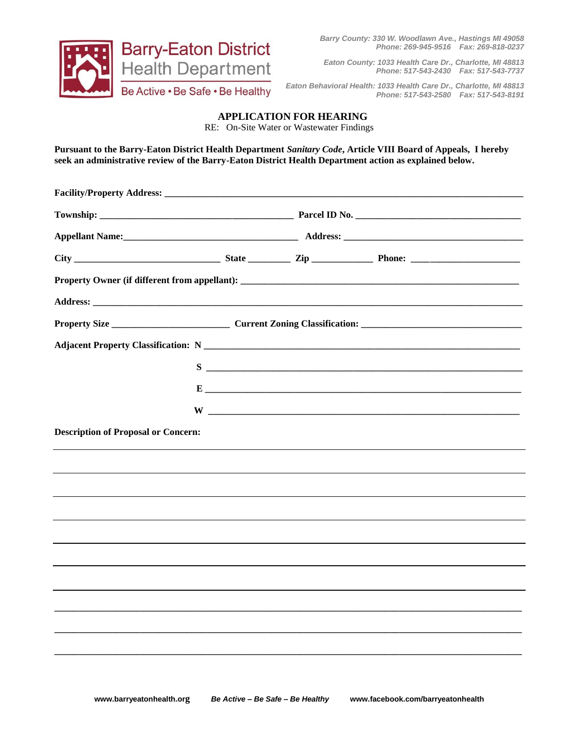Barry-Eaton District Health Department

Be Active • Be Safe • Be Healthy

*Barry County: 330 W. Woodlawn Ave., Hastings MI 49058*
*Phone: 269-945-9516 Fax: 269-818-0237*

*Eaton County: 1033 Health Care Dr., Charlotte, MI 48813*
*Phone: 517-543-2430 Fax: 517-543-7737*

*Eaton Behavioral Health: 1033 Health Care Dr., Charlotte, MI 48813*
*Phone: 517-543-2580 Fax: 517-543-8191*

## APPLICATION FOR HEARING

RE: On-Site Water or Wastewater Findings

**Pursuant to the Barry-Eaton District Health Department *Sanitary Code*, Article VIII Board of Appeals, I hereby seek an administrative review of the Barry-Eaton District Health Department action as explained below.**

**Facility/Property Address:** ____________________________________________

**Township:** ______________________ **Parcel ID No.** ______________________

**Appellant Name:**______________________ **Address:** ______________________

**City** ________________ **State** ______ **Zip** ________ **Phone:** ______________

**Property Owner (if different from appellant):** __________________________________

**Address:** ____________________________________________________________

**Property Size** ______________ **Current Zoning Classification:** __________________

**Adjacent Property Classification: N** ________________________________________

**S** ________________________________________

**E** ________________________________________

**W** ________________________________________

**Description of Proposal or Concern:**

______________________________________________________________________

______________________________________________________________________

______________________________________________________________________

______________________________________________________________________

______________________________________________________________________

______________________________________________________________________

______________________________________________________________________

______________________________________________________________________

______________________________________________________________________

______________________________________________________________________

**www.barryeatonhealth.org** ***Be Active – Be Safe – Be Healthy*** **www.facebook.com/barryeatonhealth**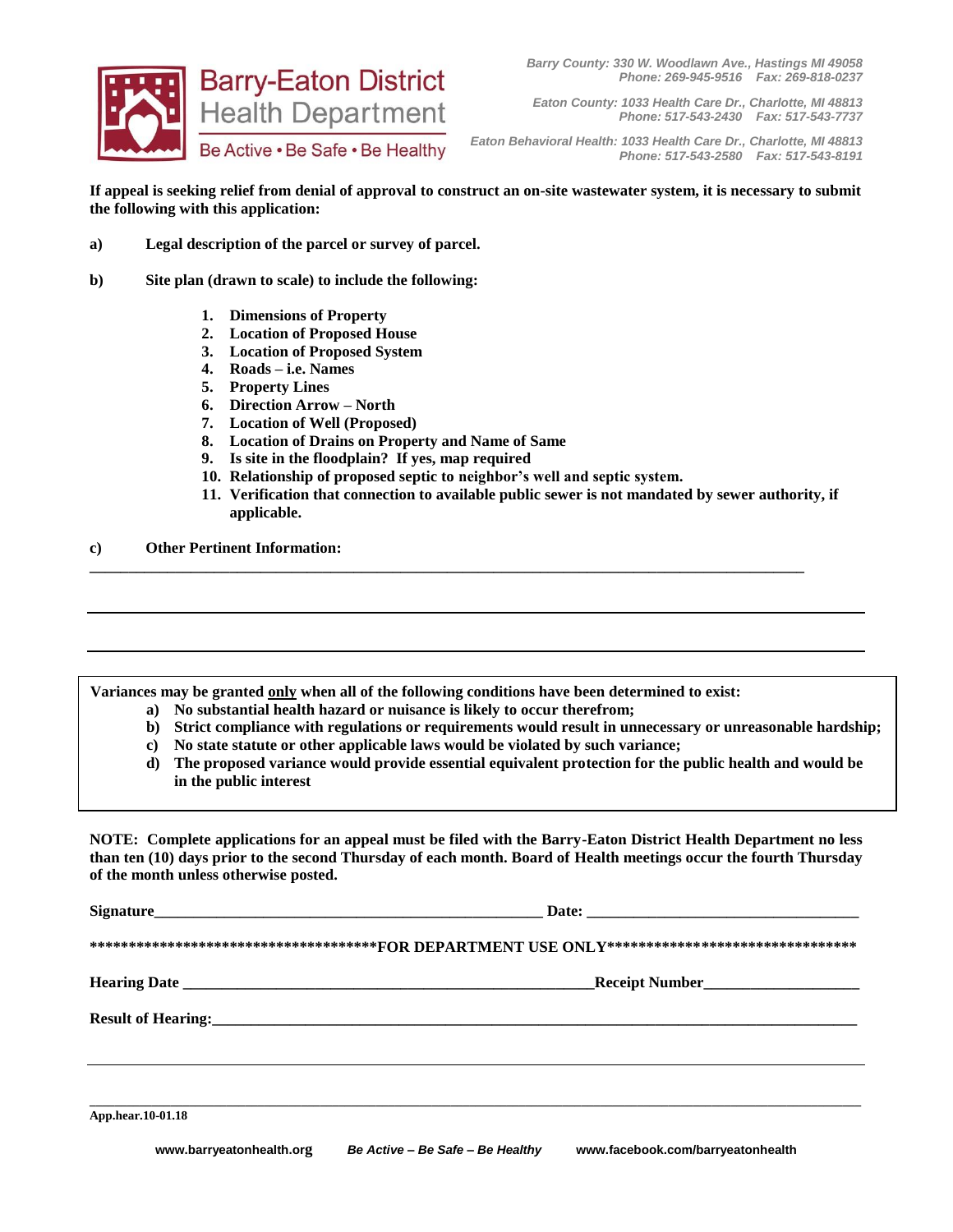Barry-Eaton District Health Department

Be Active • Be Safe • Be Healthy

*Barry County: 330 W. Woodlawn Ave., Hastings MI 49058*
*Phone: 269-945-9516 Fax: 269-818-0237*

*Eaton County: 1033 Health Care Dr., Charlotte, MI 48813*
*Phone: 517-543-2430 Fax: 517-543-7737*

*Eaton Behavioral Health: 1033 Health Care Dr., Charlotte, MI 48813*
*Phone: 517-543-2580 Fax: 517-543-8191*

**If appeal is seeking relief from denial of approval to construct an on-site wastewater system, it is necessary to submit the following with this application:**

**a) Legal description of the parcel or survey of parcel.**

**b) Site plan (drawn to scale) to include the following:**

1. **Dimensions of Property**
2. **Location of Proposed House**
3. **Location of Proposed System**
4. **Roads – i.e. Names**
5. **Property Lines**
6. **Direction Arrow – North**
7. **Location of Well (Proposed)**
8. **Location of Drains on Property and Name of Same**
9. **Is site in the floodplain? If yes, map required**
10. **Relationship of proposed septic to neighbor's well and septic system.**
11. **Verification that connection to available public sewer is not mandated by sewer authority, if applicable.**

**c) Other Pertinent Information:**

______________________________________________________________________

______________________________________________________________________

______________________________________________________________________

**Variances may be granted <u>only</u> when all of the following conditions have been determined to exist:**

- **a) No substantial health hazard or nuisance is likely to occur therefrom;**
- **b) Strict compliance with regulations or requirements would result in unnecessary or unreasonable hardship;**
- **c) No state statute or other applicable laws would be violated by such variance;**
- **d) The proposed variance would provide essential equivalent protection for the public health and would be in the public interest**

**NOTE: Complete applications for an appeal must be filed with the Barry-Eaton District Health Department no less than ten (10) days prior to the second Thursday of each month. Board of Health meetings occur the fourth Thursday of the month unless otherwise posted.**

**Signature**__________________________________________ **Date:** ______________________________

**************************************FOR DEPARTMENT USE ONLY*********************************

**Hearing Date** ______________________________________________ **Receipt Number**__________________

**Result of Hearing:**__________________________________________________________________________

______________________________________________________________________

______________________________________________________________________

**App.hear.10-01.18**

**www.barryeatonhealth.org** ***Be Active – Be Safe – Be Healthy*** **www.facebook.com/barryeatonhealth**